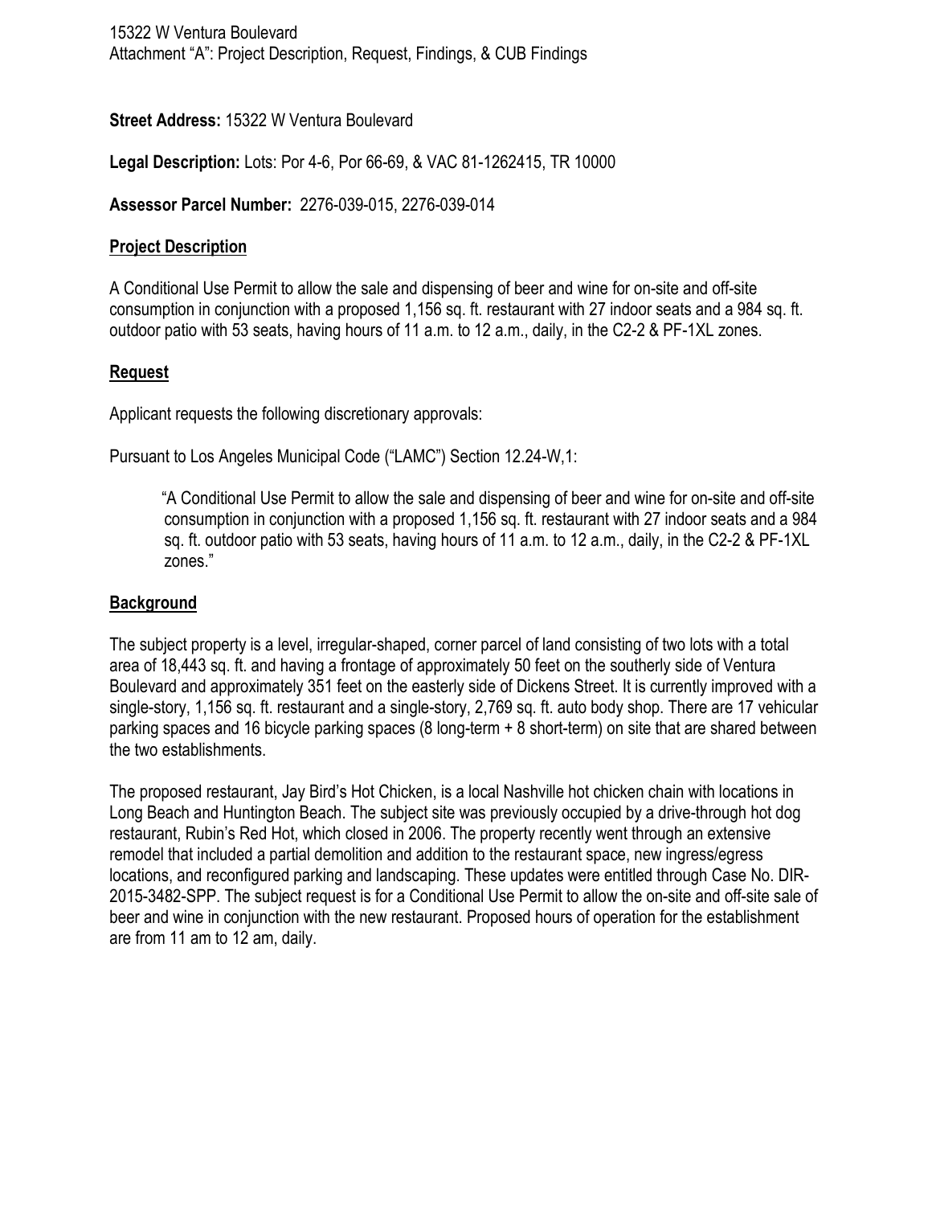**Street Address:** 15322 W Ventura Boulevard

**Legal Description:** Lots: Por 4-6, Por 66-69, & VAC 81-1262415, TR 10000

**Assessor Parcel Number:** 2276-039-015, 2276-039-014

## Project Description

A Conditional Use Permit to allow the sale and dispensing of beer and wine for on-site and off-site consumption in conjunction with a proposed 1,156 sq. ft. restaurant with 27 indoor seats and a 984 sq. ft. outdoor patio with 53 seats, having hours of 11 a.m. to 12 a.m., daily, in the C2-2 & PF-1XL zones.

## Request

Applicant requests the following discretionary approvals:

Pursuant to Los Angeles Municipal Code ("LAMC") Section 12.24-W,1:

> "A Conditional Use Permit to allow the sale and dispensing of beer and wine for on-site and off-site consumption in conjunction with a proposed 1,156 sq. ft. restaurant with 27 indoor seats and a 984 sq. ft. outdoor patio with 53 seats, having hours of 11 a.m. to 12 a.m., daily, in the C2-2 & PF-1XL zones."

## Background

The subject property is a level, irregular-shaped, corner parcel of land consisting of two lots with a total area of 18,443 sq. ft. and having a frontage of approximately 50 feet on the southerly side of Ventura Boulevard and approximately 351 feet on the easterly side of Dickens Street. It is currently improved with a single-story, 1,156 sq. ft. restaurant and a single-story, 2,769 sq. ft. auto body shop. There are 17 vehicular parking spaces and 16 bicycle parking spaces (8 long-term + 8 short-term) on site that are shared between the two establishments.

The proposed restaurant, Jay Bird's Hot Chicken, is a local Nashville hot chicken chain with locations in Long Beach and Huntington Beach. The subject site was previously occupied by a drive-through hot dog restaurant, Rubin's Red Hot, which closed in 2006. The property recently went through an extensive remodel that included a partial demolition and addition to the restaurant space, new ingress/egress locations, and reconfigured parking and landscaping. These updates were entitled through Case No. DIR-2015-3482-SPP. The subject request is for a Conditional Use Permit to allow the on-site and off-site sale of beer and wine in conjunction with the new restaurant. Proposed hours of operation for the establishment are from 11 am to 12 am, daily.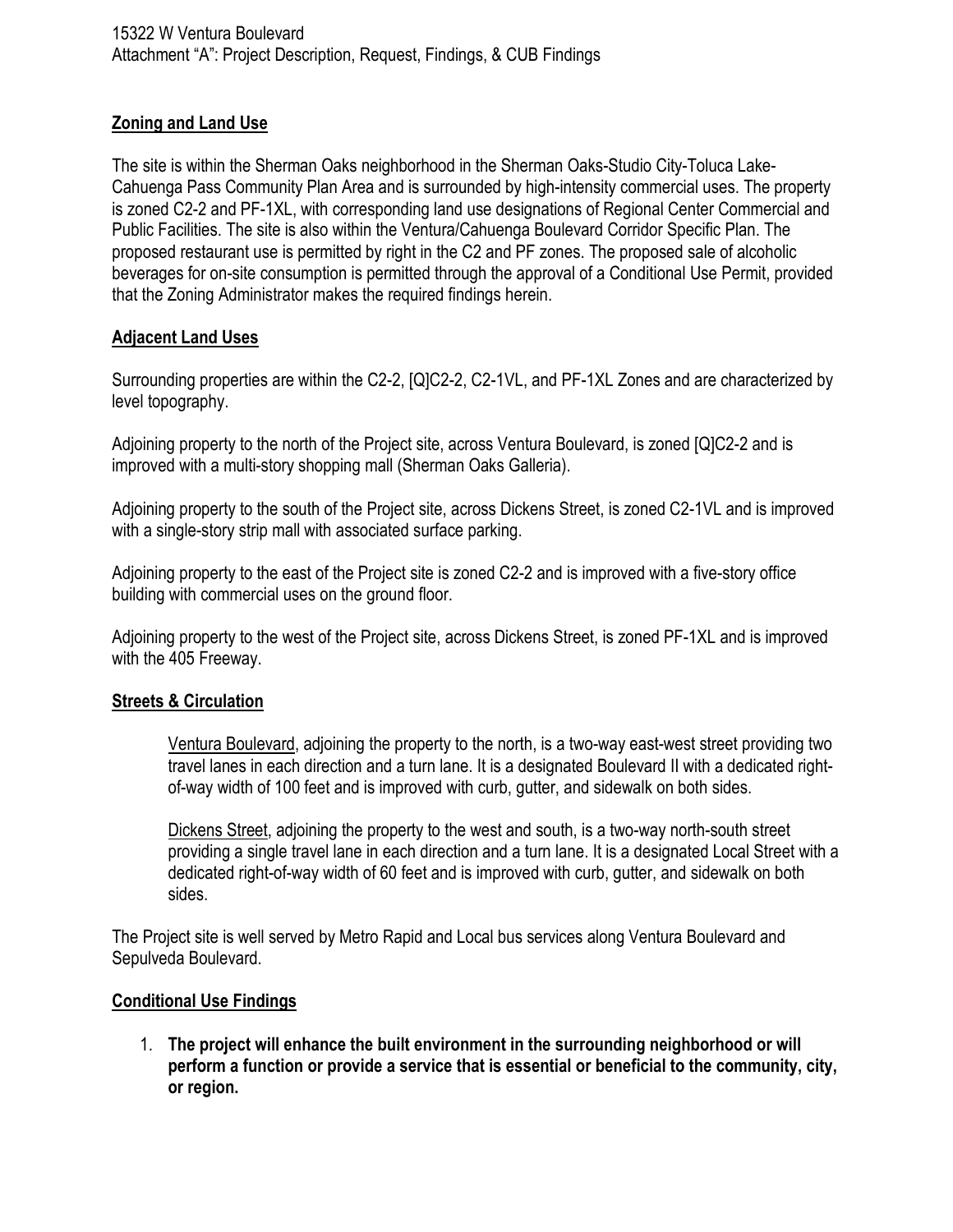## Zoning and Land Use

The site is within the Sherman Oaks neighborhood in the Sherman Oaks-Studio City-Toluca Lake-Cahuenga Pass Community Plan Area and is surrounded by high-intensity commercial uses. The property is zoned C2-2 and PF-1XL, with corresponding land use designations of Regional Center Commercial and Public Facilities. The site is also within the Ventura/Cahuenga Boulevard Corridor Specific Plan. The proposed restaurant use is permitted by right in the C2 and PF zones. The proposed sale of alcoholic beverages for on-site consumption is permitted through the approval of a Conditional Use Permit, provided that the Zoning Administrator makes the required findings herein.

## Adjacent Land Uses

Surrounding properties are within the C2-2, [Q]C2-2, C2-1VL, and PF-1XL Zones and are characterized by level topography.

Adjoining property to the north of the Project site, across Ventura Boulevard, is zoned [Q]C2-2 and is improved with a multi-story shopping mall (Sherman Oaks Galleria).

Adjoining property to the south of the Project site, across Dickens Street, is zoned C2-1VL and is improved with a single-story strip mall with associated surface parking.

Adjoining property to the east of the Project site is zoned C2-2 and is improved with a five-story office building with commercial uses on the ground floor.

Adjoining property to the west of the Project site, across Dickens Street, is zoned PF-1XL and is improved with the 405 Freeway.

## Streets & Circulation

Ventura Boulevard, adjoining the property to the north, is a two-way east-west street providing two travel lanes in each direction and a turn lane. It is a designated Boulevard II with a dedicated right-of-way width of 100 feet and is improved with curb, gutter, and sidewalk on both sides.

Dickens Street, adjoining the property to the west and south, is a two-way north-south street providing a single travel lane in each direction and a turn lane. It is a designated Local Street with a dedicated right-of-way width of 60 feet and is improved with curb, gutter, and sidewalk on both sides.

The Project site is well served by Metro Rapid and Local bus services along Ventura Boulevard and Sepulveda Boulevard.

## Conditional Use Findings

1. **The project will enhance the built environment in the surrounding neighborhood or will perform a function or provide a service that is essential or beneficial to the community, city, or region.**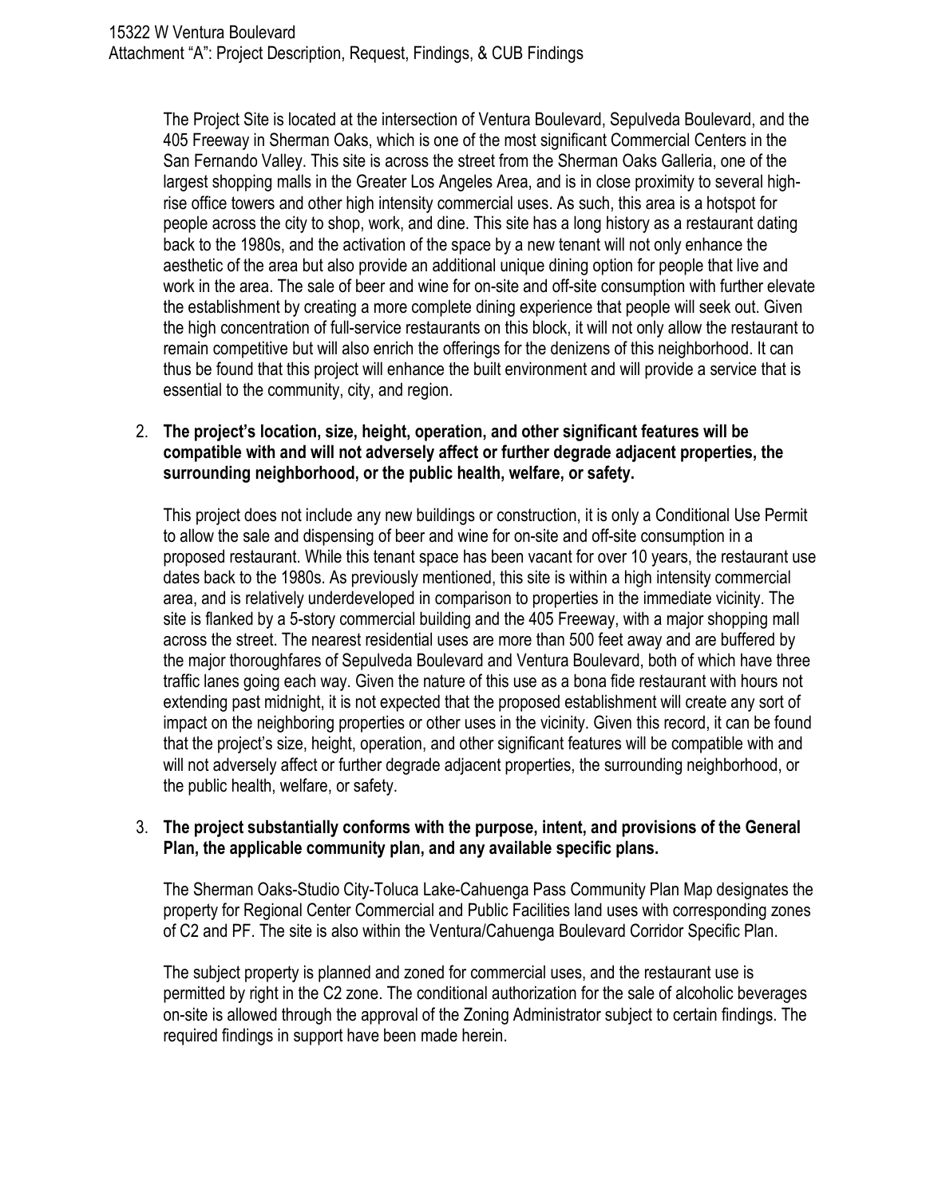The Project Site is located at the intersection of Ventura Boulevard, Sepulveda Boulevard, and the 405 Freeway in Sherman Oaks, which is one of the most significant Commercial Centers in the San Fernando Valley. This site is across the street from the Sherman Oaks Galleria, one of the largest shopping malls in the Greater Los Angeles Area, and is in close proximity to several high-rise office towers and other high intensity commercial uses. As such, this area is a hotspot for people across the city to shop, work, and dine. This site has a long history as a restaurant dating back to the 1980s, and the activation of the space by a new tenant will not only enhance the aesthetic of the area but also provide an additional unique dining option for people that live and work in the area. The sale of beer and wine for on-site and off-site consumption with further elevate the establishment by creating a more complete dining experience that people will seek out. Given the high concentration of full-service restaurants on this block, it will not only allow the restaurant to remain competitive but will also enrich the offerings for the denizens of this neighborhood. It can thus be found that this project will enhance the built environment and will provide a service that is essential to the community, city, and region.

2. **The project's location, size, height, operation, and other significant features will be compatible with and will not adversely affect or further degrade adjacent properties, the surrounding neighborhood, or the public health, welfare, or safety.**

   This project does not include any new buildings or construction, it is only a Conditional Use Permit to allow the sale and dispensing of beer and wine for on-site and off-site consumption in a proposed restaurant. While this tenant space has been vacant for over 10 years, the restaurant use dates back to the 1980s. As previously mentioned, this site is within a high intensity commercial area, and is relatively underdeveloped in comparison to properties in the immediate vicinity. The site is flanked by a 5-story commercial building and the 405 Freeway, with a major shopping mall across the street. The nearest residential uses are more than 500 feet away and are buffered by the major thoroughfares of Sepulveda Boulevard and Ventura Boulevard, both of which have three traffic lanes going each way. Given the nature of this use as a bona fide restaurant with hours not extending past midnight, it is not expected that the proposed establishment will create any sort of impact on the neighboring properties or other uses in the vicinity. Given this record, it can be found that the project's size, height, operation, and other significant features will be compatible with and will not adversely affect or further degrade adjacent properties, the surrounding neighborhood, or the public health, welfare, or safety.

3. **The project substantially conforms with the purpose, intent, and provisions of the General Plan, the applicable community plan, and any available specific plans.**

   The Sherman Oaks-Studio City-Toluca Lake-Cahuenga Pass Community Plan Map designates the property for Regional Center Commercial and Public Facilities land uses with corresponding zones of C2 and PF. The site is also within the Ventura/Cahuenga Boulevard Corridor Specific Plan.

   The subject property is planned and zoned for commercial uses, and the restaurant use is permitted by right in the C2 zone. The conditional authorization for the sale of alcoholic beverages on-site is allowed through the approval of the Zoning Administrator subject to certain findings. The required findings in support have been made herein.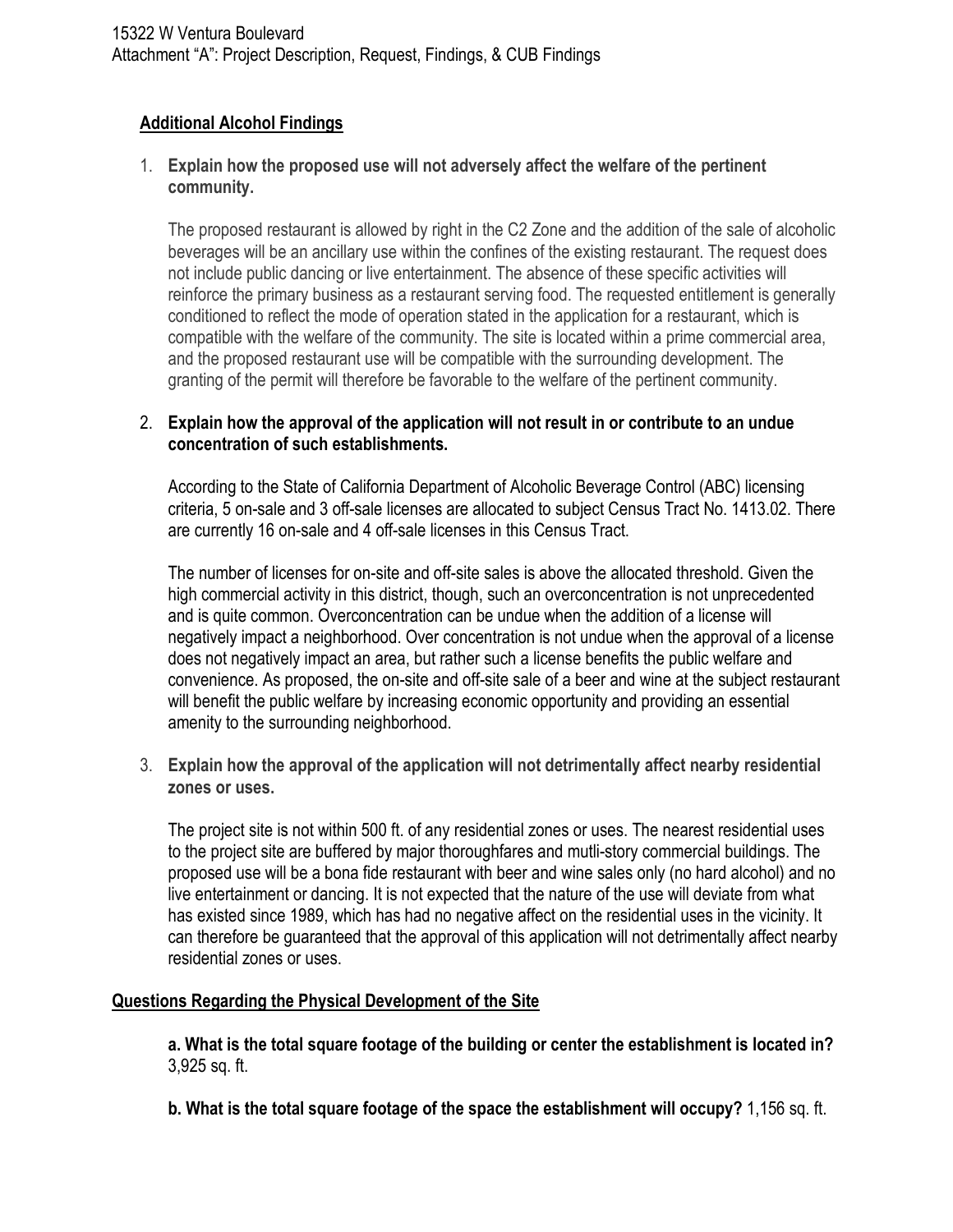## Additional Alcohol Findings

1. **Explain how the proposed use will not adversely affect the welfare of the pertinent community.**

   The proposed restaurant is allowed by right in the C2 Zone and the addition of the sale of alcoholic beverages will be an ancillary use within the confines of the existing restaurant. The request does not include public dancing or live entertainment. The absence of these specific activities will reinforce the primary business as a restaurant serving food. The requested entitlement is generally conditioned to reflect the mode of operation stated in the application for a restaurant, which is compatible with the welfare of the community. The site is located within a prime commercial area, and the proposed restaurant use will be compatible with the surrounding development. The granting of the permit will therefore be favorable to the welfare of the pertinent community.

2. **Explain how the approval of the application will not result in or contribute to an undue concentration of such establishments.**

   According to the State of California Department of Alcoholic Beverage Control (ABC) licensing criteria, 5 on-sale and 3 off-sale licenses are allocated to subject Census Tract No. 1413.02. There are currently 16 on-sale and 4 off-sale licenses in this Census Tract.

   The number of licenses for on-site and off-site sales is above the allocated threshold. Given the high commercial activity in this district, though, such an overconcentration is not unprecedented and is quite common. Overconcentration can be undue when the addition of a license will negatively impact a neighborhood. Over concentration is not undue when the approval of a license does not negatively impact an area, but rather such a license benefits the public welfare and convenience. As proposed, the on-site and off-site sale of a beer and wine at the subject restaurant will benefit the public welfare by increasing economic opportunity and providing an essential amenity to the surrounding neighborhood.

3. **Explain how the approval of the application will not detrimentally affect nearby residential zones or uses.**

   The project site is not within 500 ft. of any residential zones or uses. The nearest residential uses to the project site are buffered by major thoroughfares and mutli-story commercial buildings. The proposed use will be a bona fide restaurant with beer and wine sales only (no hard alcohol) and no live entertainment or dancing. It is not expected that the nature of the use will deviate from what has existed since 1989, which has had no negative affect on the residential uses in the vicinity. It can therefore be guaranteed that the approval of this application will not detrimentally affect nearby residential zones or uses.

## Questions Regarding the Physical Development of the Site

**a. What is the total square footage of the building or center the establishment is located in?** 3,925 sq. ft.

**b. What is the total square footage of the space the establishment will occupy?** 1,156 sq. ft.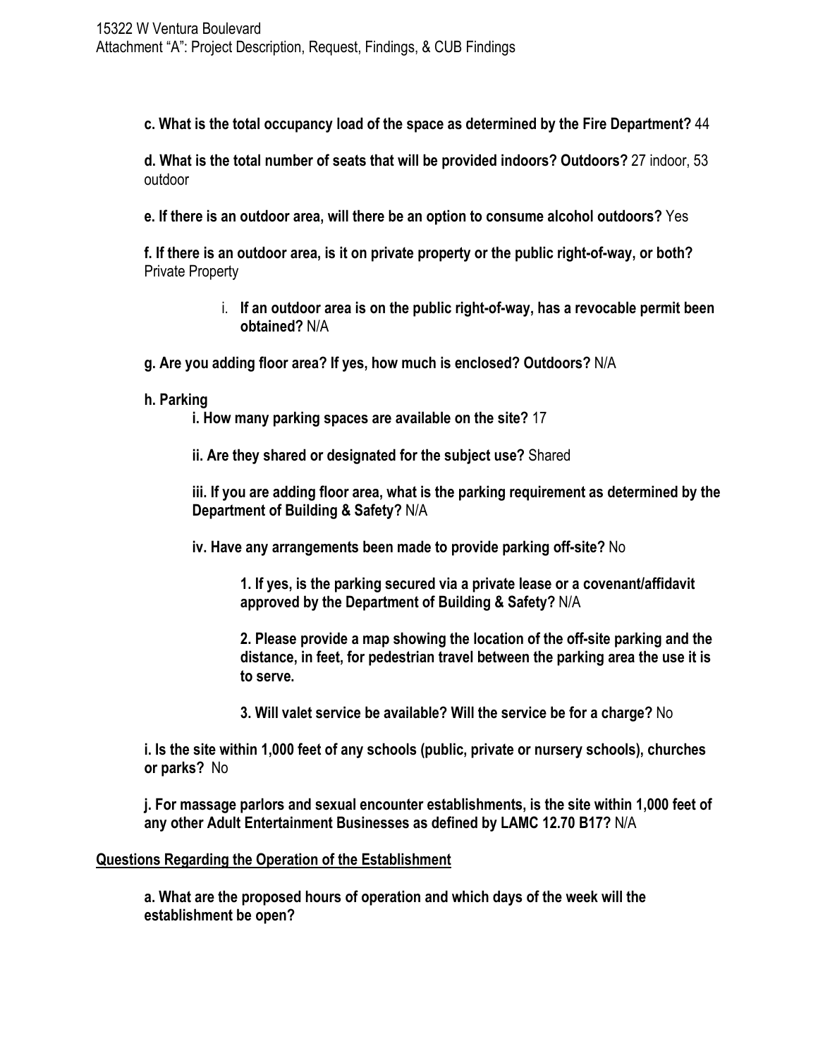**c. What is the total occupancy load of the space as determined by the Fire Department?** 44

**d. What is the total number of seats that will be provided indoors? Outdoors?** 27 indoor, 53 outdoor

**e. If there is an outdoor area, will there be an option to consume alcohol outdoors?** Yes

**f. If there is an outdoor area, is it on private property or the public right-of-way, or both?** Private Property

i. **If an outdoor area is on the public right-of-way, has a revocable permit been obtained?** N/A

**g. Are you adding floor area? If yes, how much is enclosed? Outdoors?** N/A

**h. Parking**

**i. How many parking spaces are available on the site?** 17

**ii. Are they shared or designated for the subject use?** Shared

**iii. If you are adding floor area, what is the parking requirement as determined by the Department of Building & Safety?** N/A

**iv. Have any arrangements been made to provide parking off-site?** No

**1. If yes, is the parking secured via a private lease or a covenant/affidavit approved by the Department of Building & Safety?** N/A

**2. Please provide a map showing the location of the off-site parking and the distance, in feet, for pedestrian travel between the parking area the use it is to serve.**

**3. Will valet service be available? Will the service be for a charge?** No

**i. Is the site within 1,000 feet of any schools (public, private or nursery schools), churches or parks?** No

**j. For massage parlors and sexual encounter establishments, is the site within 1,000 feet of any other Adult Entertainment Businesses as defined by LAMC 12.70 B17?** N/A

**<u>Questions Regarding the Operation of the Establishment</u>**

**a. What are the proposed hours of operation and which days of the week will the establishment be open?**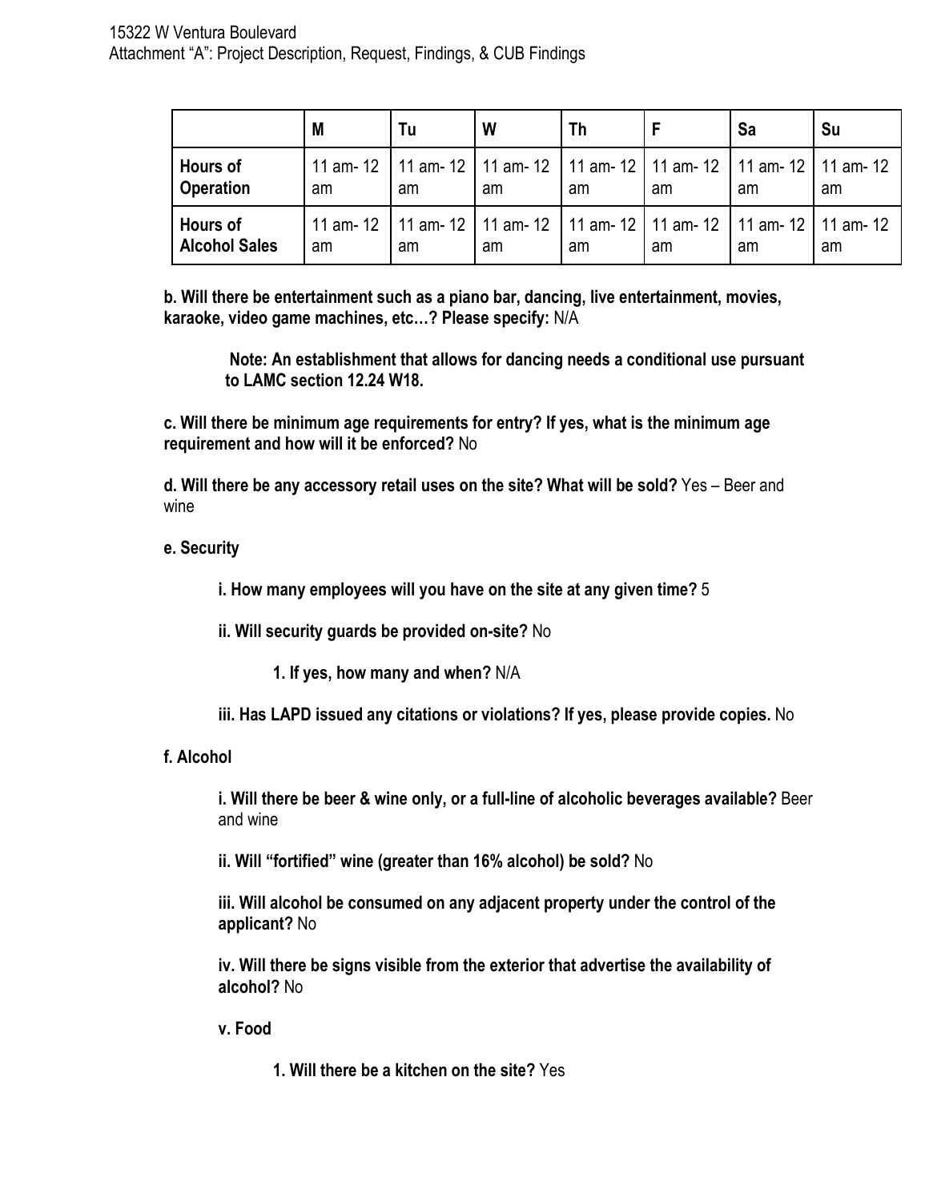| | M | Tu | W | Th | F | Sa | Su |
|---|---|---|---|---|---|---|---|
| **Hours of Operation** | 11 am- 12 am | 11 am- 12 am | 11 am- 12 am | 11 am- 12 am | 11 am- 12 am | 11 am- 12 am | 11 am- 12 am |
| **Hours of Alcohol Sales** | 11 am- 12 am | 11 am- 12 am | 11 am- 12 am | 11 am- 12 am | 11 am- 12 am | 11 am- 12 am | 11 am- 12 am |

**b. Will there be entertainment such as a piano bar, dancing, live entertainment, movies, karaoke, video game machines, etc…? Please specify:** N/A

> **Note: An establishment that allows for dancing needs a conditional use pursuant to LAMC section 12.24 W18.**

**c. Will there be minimum age requirements for entry? If yes, what is the minimum age requirement and how will it be enforced?** No

**d. Will there be any accessory retail uses on the site? What will be sold?** Yes – Beer and wine

**e. Security**

- **i. How many employees will you have on the site at any given time?** 5
- **ii. Will security guards be provided on-site?** No
  - **1. If yes, how many and when?** N/A
- **iii. Has LAPD issued any citations or violations? If yes, please provide copies.** No

**f. Alcohol**

- **i. Will there be beer & wine only, or a full-line of alcoholic beverages available?** Beer and wine
- **ii. Will "fortified" wine (greater than 16% alcohol) be sold?** No
- **iii. Will alcohol be consumed on any adjacent property under the control of the applicant?** No
- **iv. Will there be signs visible from the exterior that advertise the availability of alcohol?** No
- **v. Food**
  - **1. Will there be a kitchen on the site?** Yes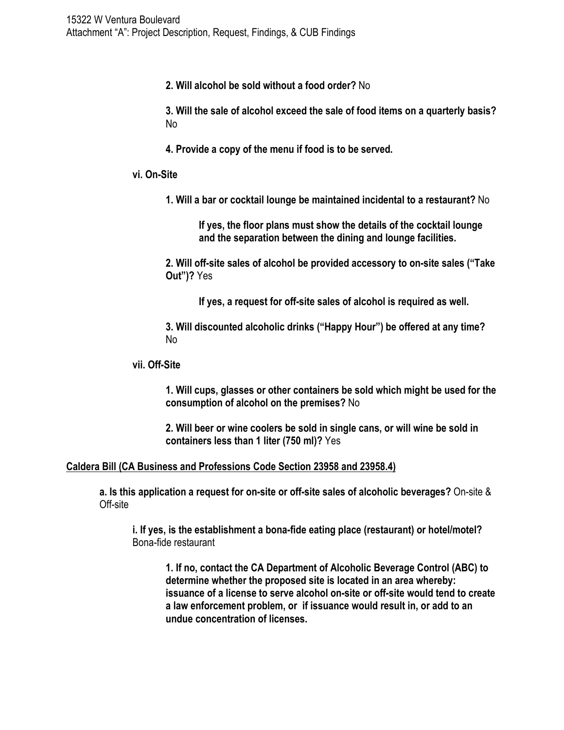**2. Will alcohol be sold without a food order?** No

**3. Will the sale of alcohol exceed the sale of food items on a quarterly basis?** No

**4. Provide a copy of the menu if food is to be served.**

**vi. On-Site**

**1. Will a bar or cocktail lounge be maintained incidental to a restaurant?** No

**If yes, the floor plans must show the details of the cocktail lounge and the separation between the dining and lounge facilities.**

**2. Will off-site sales of alcohol be provided accessory to on-site sales ("Take Out")?** Yes

**If yes, a request for off-site sales of alcohol is required as well.**

**3. Will discounted alcoholic drinks ("Happy Hour") be offered at any time?** No

**vii. Off-Site**

**1. Will cups, glasses or other containers be sold which might be used for the consumption of alcohol on the premises?** No

**2. Will beer or wine coolers be sold in single cans, or will wine be sold in containers less than 1 liter (750 ml)?** Yes

**<u>Caldera Bill (CA Business and Professions Code Section 23958 and 23958.4)</u>**

**a. Is this application a request for on-site or off-site sales of alcoholic beverages?** On-site & Off-site

**i. If yes, is the establishment a bona-fide eating place (restaurant) or hotel/motel?** Bona-fide restaurant

**1. If no, contact the CA Department of Alcoholic Beverage Control (ABC) to determine whether the proposed site is located in an area whereby: issuance of a license to serve alcohol on-site or off-site would tend to create a law enforcement problem, or if issuance would result in, or add to an undue concentration of licenses.**